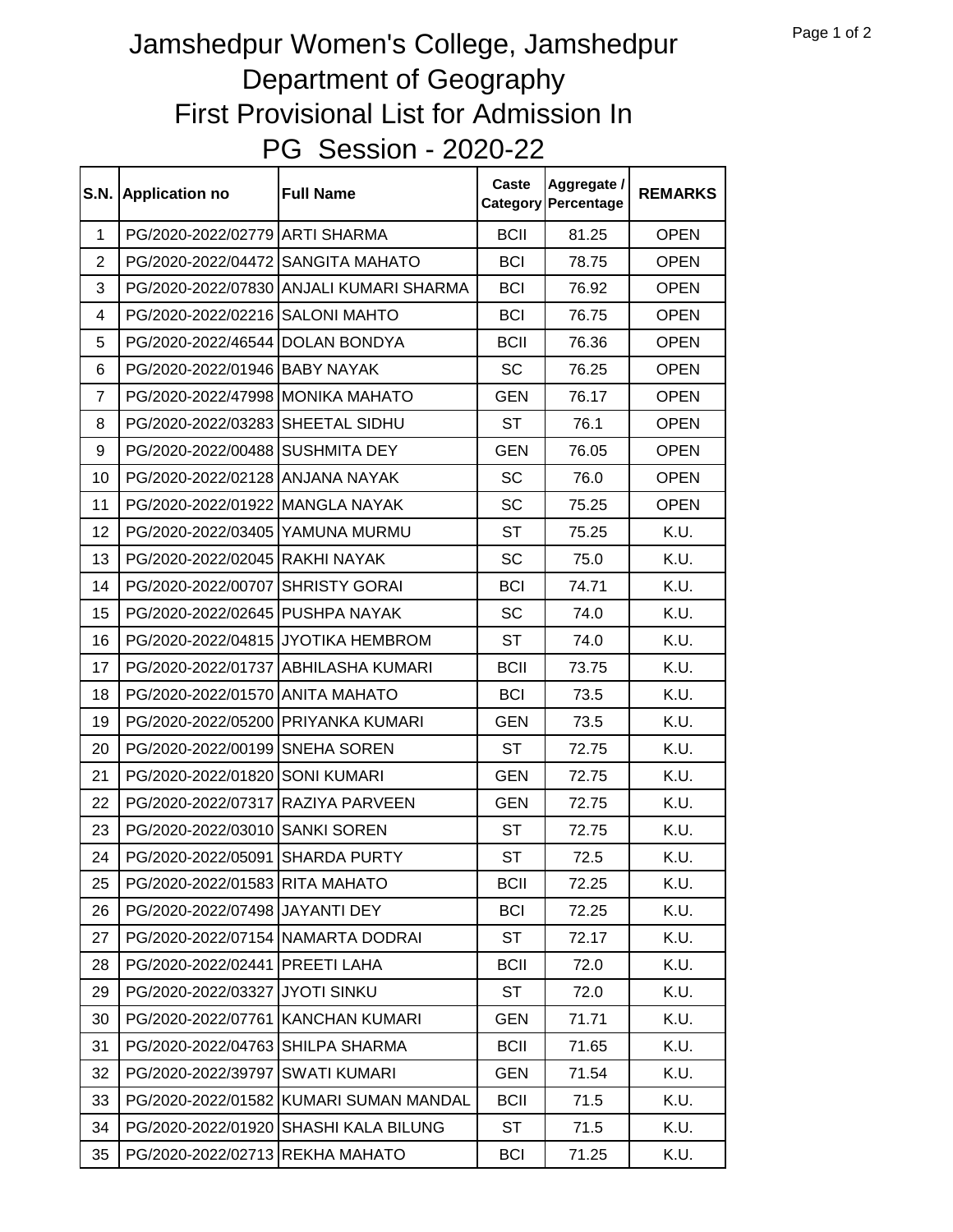# Jamshedpur Women's College, Jamshedpur
## Department of Geography
## First Provisional List for Admission In
## PG Session - 2020-22

| S.N. | Application no | Full Name | Caste Category | Aggregate / Percentage | REMARKS |
|---|---|---|---|---|---|
| 1 | PG/2020-2022/02779 | ARTI SHARMA | BCII | 81.25 | OPEN |
| 2 | PG/2020-2022/04472 | SANGITA MAHATO | BCI | 78.75 | OPEN |
| 3 | PG/2020-2022/07830 | ANJALI KUMARI SHARMA | BCI | 76.92 | OPEN |
| 4 | PG/2020-2022/02216 | SALONI MAHTO | BCI | 76.75 | OPEN |
| 5 | PG/2020-2022/46544 | DOLAN BONDYA | BCII | 76.36 | OPEN |
| 6 | PG/2020-2022/01946 | BABY NAYAK | SC | 76.25 | OPEN |
| 7 | PG/2020-2022/47998 | MONIKA MAHATO | GEN | 76.17 | OPEN |
| 8 | PG/2020-2022/03283 | SHEETAL SIDHU | ST | 76.1 | OPEN |
| 9 | PG/2020-2022/00488 | SUSHMITA DEY | GEN | 76.05 | OPEN |
| 10 | PG/2020-2022/02128 | ANJANA NAYAK | SC | 76.0 | OPEN |
| 11 | PG/2020-2022/01922 | MANGLA NAYAK | SC | 75.25 | OPEN |
| 12 | PG/2020-2022/03405 | YAMUNA MURMU | ST | 75.25 | K.U. |
| 13 | PG/2020-2022/02045 | RAKHI NAYAK | SC | 75.0 | K.U. |
| 14 | PG/2020-2022/00707 | SHRISTY GORAI | BCI | 74.71 | K.U. |
| 15 | PG/2020-2022/02645 | PUSHPA NAYAK | SC | 74.0 | K.U. |
| 16 | PG/2020-2022/04815 | JYOTIKA HEMBROM | ST | 74.0 | K.U. |
| 17 | PG/2020-2022/01737 | ABHILASHA KUMARI | BCII | 73.75 | K.U. |
| 18 | PG/2020-2022/01570 | ANITA MAHATO | BCI | 73.5 | K.U. |
| 19 | PG/2020-2022/05200 | PRIYANKA KUMARI | GEN | 73.5 | K.U. |
| 20 | PG/2020-2022/00199 | SNEHA SOREN | ST | 72.75 | K.U. |
| 21 | PG/2020-2022/01820 | SONI KUMARI | GEN | 72.75 | K.U. |
| 22 | PG/2020-2022/07317 | RAZIYA PARVEEN | GEN | 72.75 | K.U. |
| 23 | PG/2020-2022/03010 | SANKI SOREN | ST | 72.75 | K.U. |
| 24 | PG/2020-2022/05091 | SHARDA PURTY | ST | 72.5 | K.U. |
| 25 | PG/2020-2022/01583 | RITA MAHATO | BCII | 72.25 | K.U. |
| 26 | PG/2020-2022/07498 | JAYANTI DEY | BCI | 72.25 | K.U. |
| 27 | PG/2020-2022/07154 | NAMARTA DODRAI | ST | 72.17 | K.U. |
| 28 | PG/2020-2022/02441 | PREETI LAHA | BCII | 72.0 | K.U. |
| 29 | PG/2020-2022/03327 | JYOTI SINKU | ST | 72.0 | K.U. |
| 30 | PG/2020-2022/07761 | KANCHAN KUMARI | GEN | 71.71 | K.U. |
| 31 | PG/2020-2022/04763 | SHILPA SHARMA | BCII | 71.65 | K.U. |
| 32 | PG/2020-2022/39797 | SWATI KUMARI | GEN | 71.54 | K.U. |
| 33 | PG/2020-2022/01582 | KUMARI SUMAN MANDAL | BCII | 71.5 | K.U. |
| 34 | PG/2020-2022/01920 | SHASHI KALA BILUNG | ST | 71.5 | K.U. |
| 35 | PG/2020-2022/02713 | REKHA MAHATO | BCI | 71.25 | K.U. |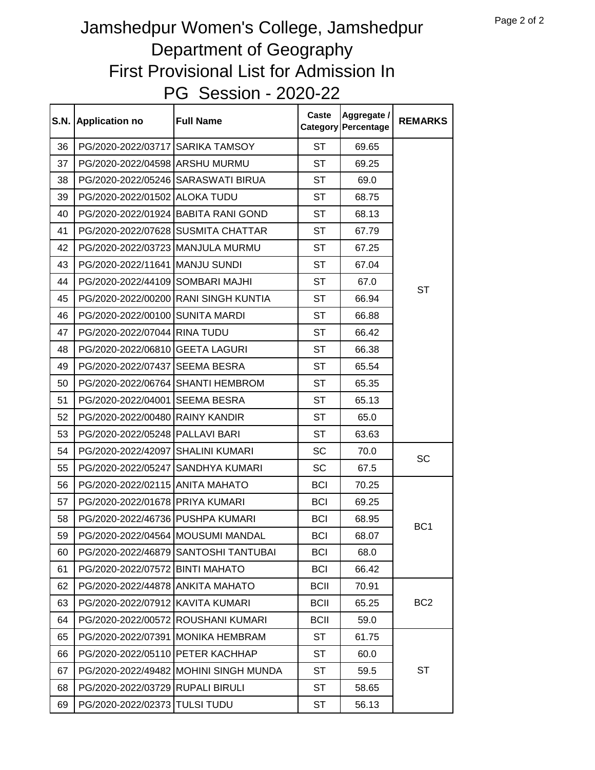# Jamshedpur Women's College, Jamshedpur
## Department of Geography
## First Provisional List for Admission In
## PG Session - 2020-22

| S.N. | Application no | Full Name | Caste Category | Aggregate / Percentage | REMARKS |
|---|---|---|---|---|---|
| 36 | PG/2020-2022/03717 | SARIKA TAMSOY | ST | 69.65 | ST |
| 37 | PG/2020-2022/04598 | ARSHU MURMU | ST | 69.25 | |
| 38 | PG/2020-2022/05246 | SARASWATI BIRUA | ST | 69.0 | |
| 39 | PG/2020-2022/01502 | ALOKA TUDU | ST | 68.75 | |
| 40 | PG/2020-2022/01924 | BABITA RANI GOND | ST | 68.13 | |
| 41 | PG/2020-2022/07628 | SUSMITA CHATTAR | ST | 67.79 | |
| 42 | PG/2020-2022/03723 | MANJULA MURMU | ST | 67.25 | |
| 43 | PG/2020-2022/11641 | MANJU SUNDI | ST | 67.04 | |
| 44 | PG/2020-2022/44109 | SOMBARI MAJHI | ST | 67.0 | |
| 45 | PG/2020-2022/00200 | RANI SINGH KUNTIA | ST | 66.94 | |
| 46 | PG/2020-2022/00100 | SUNITA MARDI | ST | 66.88 | |
| 47 | PG/2020-2022/07044 | RINA TUDU | ST | 66.42 | |
| 48 | PG/2020-2022/06810 | GEETA LAGURI | ST | 66.38 | |
| 49 | PG/2020-2022/07437 | SEEMA BESRA | ST | 65.54 | |
| 50 | PG/2020-2022/06764 | SHANTI HEMBROM | ST | 65.35 | |
| 51 | PG/2020-2022/04001 | SEEMA BESRA | ST | 65.13 | |
| 52 | PG/2020-2022/00480 | RAINY KANDIR | ST | 65.0 | |
| 53 | PG/2020-2022/05248 | PALLAVI BARI | ST | 63.63 | |
| 54 | PG/2020-2022/42097 | SHALINI KUMARI | SC | 70.0 | SC |
| 55 | PG/2020-2022/05247 | SANDHYA KUMARI | SC | 67.5 | |
| 56 | PG/2020-2022/02115 | ANITA MAHATO | BCI | 70.25 | BC1 |
| 57 | PG/2020-2022/01678 | PRIYA KUMARI | BCI | 69.25 | |
| 58 | PG/2020-2022/46736 | PUSHPA KUMARI | BCI | 68.95 | |
| 59 | PG/2020-2022/04564 | MOUSUMI MANDAL | BCI | 68.07 | |
| 60 | PG/2020-2022/46879 | SANTOSHI TANTUBAI | BCI | 68.0 | |
| 61 | PG/2020-2022/07572 | BINTI MAHATO | BCI | 66.42 | |
| 62 | PG/2020-2022/44878 | ANKITA MAHATO | BCII | 70.91 | BC2 |
| 63 | PG/2020-2022/07912 | KAVITA KUMARI | BCII | 65.25 | |
| 64 | PG/2020-2022/00572 | ROUSHANI KUMARI | BCII | 59.0 | |
| 65 | PG/2020-2022/07391 | MONIKA HEMBRAM | ST | 61.75 | ST |
| 66 | PG/2020-2022/05110 | PETER KACHHAP | ST | 60.0 | |
| 67 | PG/2020-2022/49482 | MOHINI SINGH MUNDA | ST | 59.5 | |
| 68 | PG/2020-2022/03729 | RUPALI BIRULI | ST | 58.65 | |
| 69 | PG/2020-2022/02373 | TULSI TUDU | ST | 56.13 | |